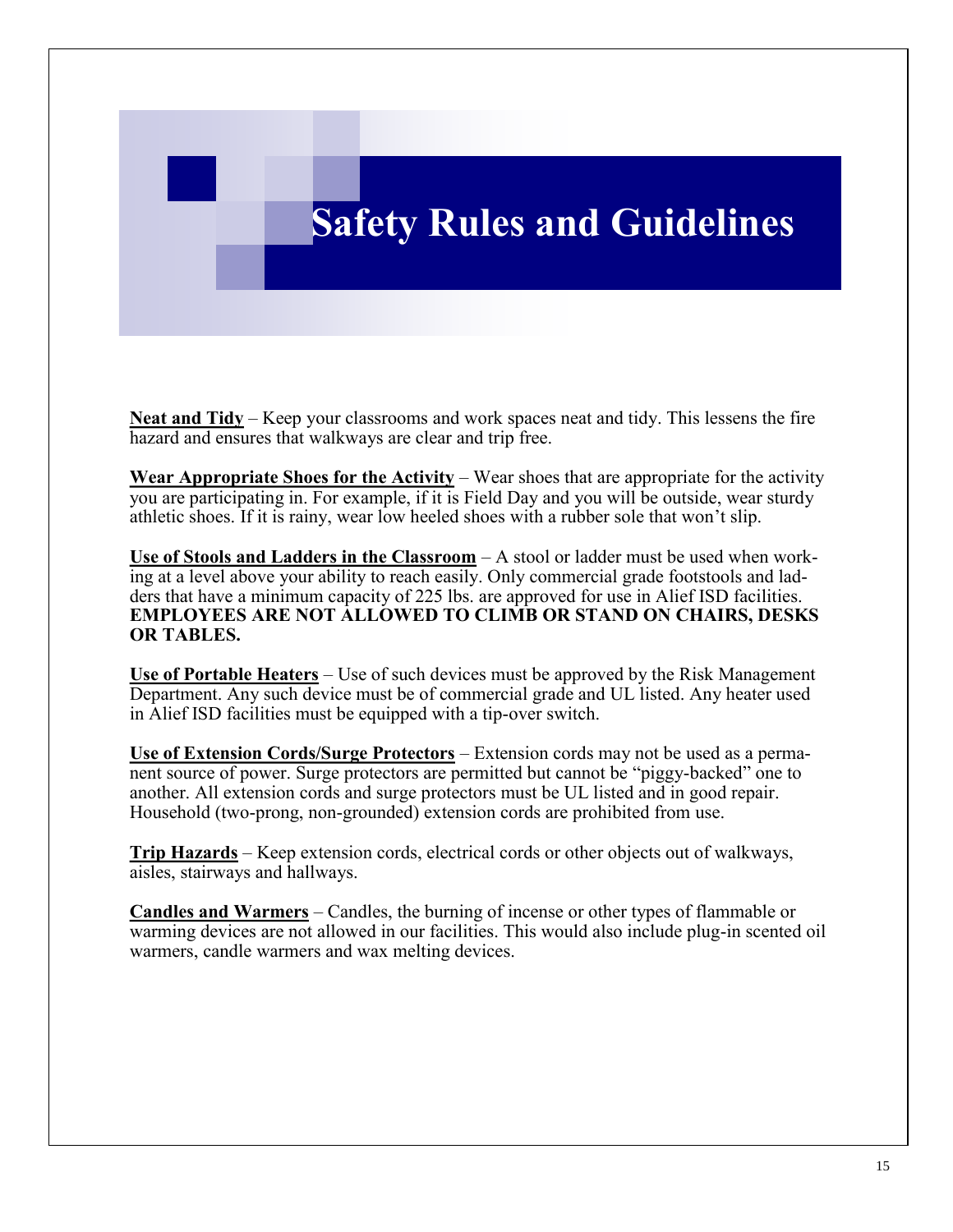# Safety Rules and Guidelines

**Neat and Tidy** – Keep your classrooms and work spaces neat and tidy. This lessens the fire hazard and ensures that walkways are clear and trip free.

**Wear Appropriate Shoes for the Activity** – Wear shoes that are appropriate for the activity you are participating in. For example, if it is Field Day and you will be outside, wear sturdy athletic shoes. If it is rainy, wear low heeled shoes with a rubber sole that won't slip.

**Use of Stools and Ladders in the Classroom** – A stool or ladder must be used when working at a level above your ability to reach easily. Only commercial grade footstools and ladders that have a minimum capacity of 225 lbs. are approved for use in Alief ISD facilities. **EMPLOYEES ARE NOT ALLOWED TO CLIMB OR STAND ON CHAIRS, DESKS OR TABLES.**

**Use of Portable Heaters** – Use of such devices must be approved by the Risk Management Department. Any such device must be of commercial grade and UL listed. Any heater used in Alief ISD facilities must be equipped with a tip-over switch.

**Use of Extension Cords/Surge Protectors** – Extension cords may not be used as a permanent source of power. Surge protectors are permitted but cannot be "piggy-backed" one to another. All extension cords and surge protectors must be UL listed and in good repair. Household (two-prong, non-grounded) extension cords are prohibited from use.

**Trip Hazards** – Keep extension cords, electrical cords or other objects out of walkways, aisles, stairways and hallways.

**Candles and Warmers** – Candles, the burning of incense or other types of flammable or warming devices are not allowed in our facilities. This would also include plug-in scented oil warmers, candle warmers and wax melting devices.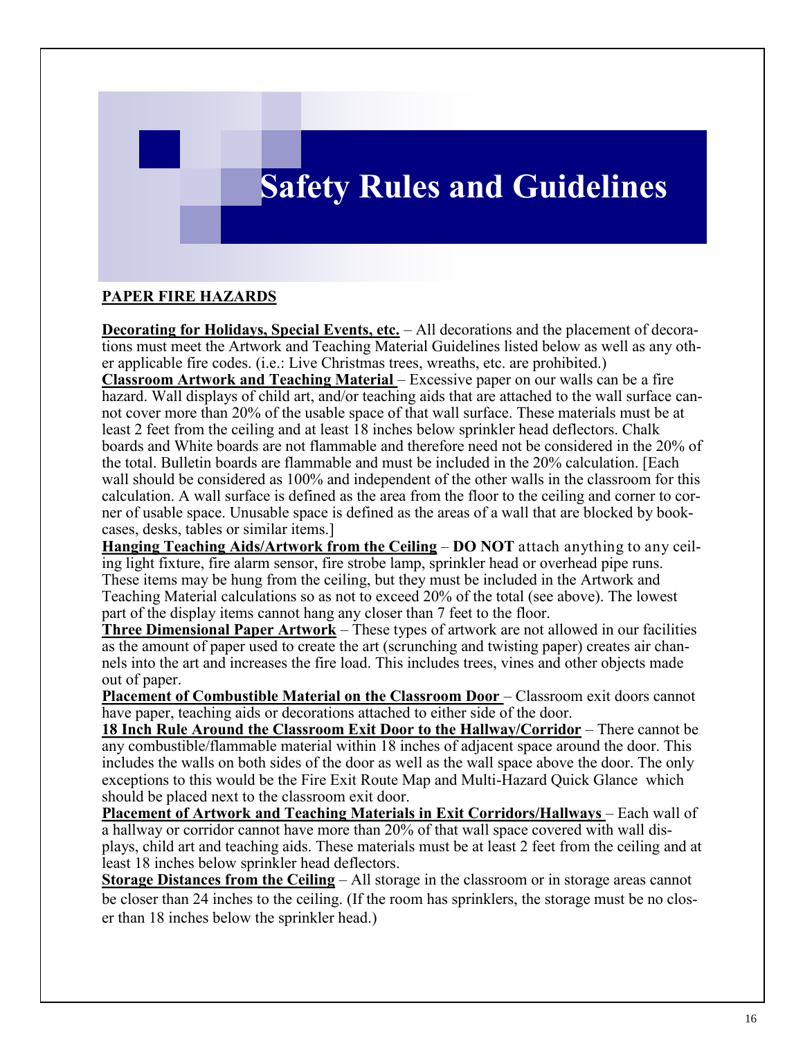# Safety Rules and Guidelines

**PAPER FIRE HAZARDS**

**Decorating for Holidays, Special Events, etc.** – All decorations and the placement of decorations must meet the Artwork and Teaching Material Guidelines listed below as well as any other applicable fire codes. (i.e.: Live Christmas trees, wreaths, etc. are prohibited.)

**Classroom Artwork and Teaching Material** – Excessive paper on our walls can be a fire hazard. Wall displays of child art, and/or teaching aids that are attached to the wall surface cannot cover more than 20% of the usable space of that wall surface. These materials must be at least 2 feet from the ceiling and at least 18 inches below sprinkler head deflectors. Chalk boards and White boards are not flammable and therefore need not be considered in the 20% of the total. Bulletin boards are flammable and must be included in the 20% calculation. [Each wall should be considered as 100% and independent of the other walls in the classroom for this calculation. A wall surface is defined as the area from the floor to the ceiling and corner to corner of usable space. Unusable space is defined as the areas of a wall that are blocked by bookcases, desks, tables or similar items.]

**Hanging Teaching Aids/Artwork from the Ceiling** – **DO NOT** attach anything to any ceiling light fixture, fire alarm sensor, fire strobe lamp, sprinkler head or overhead pipe runs. These items may be hung from the ceiling, but they must be included in the Artwork and Teaching Material calculations so as not to exceed 20% of the total (see above). The lowest part of the display items cannot hang any closer than 7 feet to the floor.

**Three Dimensional Paper Artwork** – These types of artwork are not allowed in our facilities as the amount of paper used to create the art (scrunching and twisting paper) creates air channels into the art and increases the fire load. This includes trees, vines and other objects made out of paper.

**Placement of Combustible Material on the Classroom Door** – Classroom exit doors cannot have paper, teaching aids or decorations attached to either side of the door.

**18 Inch Rule Around the Classroom Exit Door to the Hallway/Corridor** – There cannot be any combustible/flammable material within 18 inches of adjacent space around the door. This includes the walls on both sides of the door as well as the wall space above the door. The only exceptions to this would be the Fire Exit Route Map and Multi-Hazard Quick Glance which should be placed next to the classroom exit door.

**Placement of Artwork and Teaching Materials in Exit Corridors/Hallways** – Each wall of a hallway or corridor cannot have more than 20% of that wall space covered with wall displays, child art and teaching aids. These materials must be at least 2 feet from the ceiling and at least 18 inches below sprinkler head deflectors.

**Storage Distances from the Ceiling** – All storage in the classroom or in storage areas cannot be closer than 24 inches to the ceiling. (If the room has sprinklers, the storage must be no closer than 18 inches below the sprinkler head.)